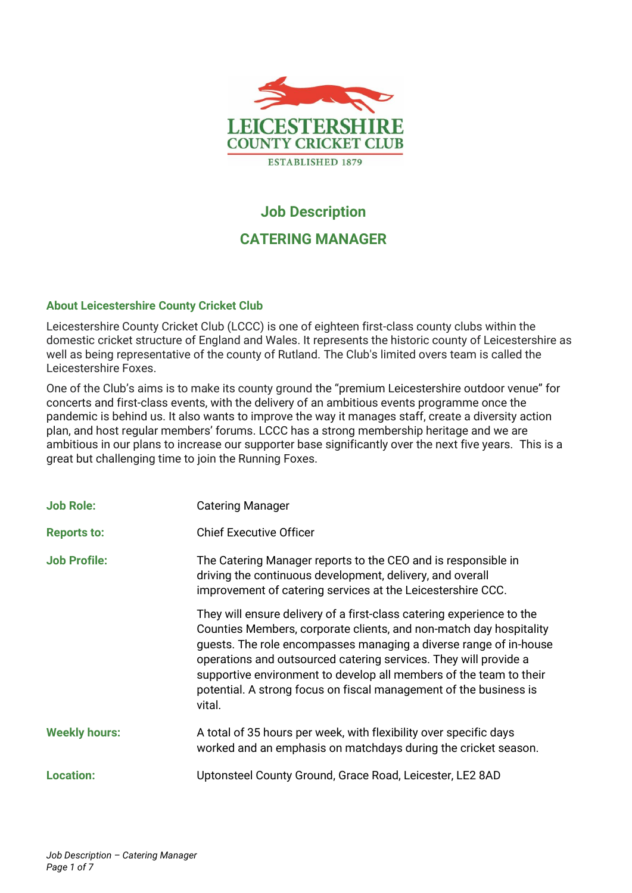LEICESTERSHIRE
COUNTY CRICKET CLUB
ESTABLISHED 1879

# Job Description

# CATERING MANAGER

## About Leicestershire County Cricket Club

Leicestershire County Cricket Club (LCCC) is one of eighteen first-class county clubs within the domestic cricket structure of England and Wales. It represents the historic county of Leicestershire as well as being representative of the county of Rutland. The Club's limited overs team is called the Leicestershire Foxes.

One of the Club's aims is to make its county ground the "premium Leicestershire outdoor venue" for concerts and first-class events, with the delivery of an ambitious events programme once the pandemic is behind us. It also wants to improve the way it manages staff, create a diversity action plan, and host regular members' forums. LCCC has a strong membership heritage and we are ambitious in our plans to increase our supporter base significantly over the next five years. This is a great but challenging time to join the Running Foxes.

**Job Role:** Catering Manager

**Reports to:** Chief Executive Officer

**Job Profile:** The Catering Manager reports to the CEO and is responsible in driving the continuous development, delivery, and overall improvement of catering services at the Leicestershire CCC.

They will ensure delivery of a first-class catering experience to the Counties Members, corporate clients, and non-match day hospitality guests. The role encompasses managing a diverse range of in-house operations and outsourced catering services. They will provide a supportive environment to develop all members of the team to their potential. A strong focus on fiscal management of the business is vital.

**Weekly hours:** A total of 35 hours per week, with flexibility over specific days worked and an emphasis on matchdays during the cricket season.

**Location:** Uptonsteel County Ground, Grace Road, Leicester, LE2 8AD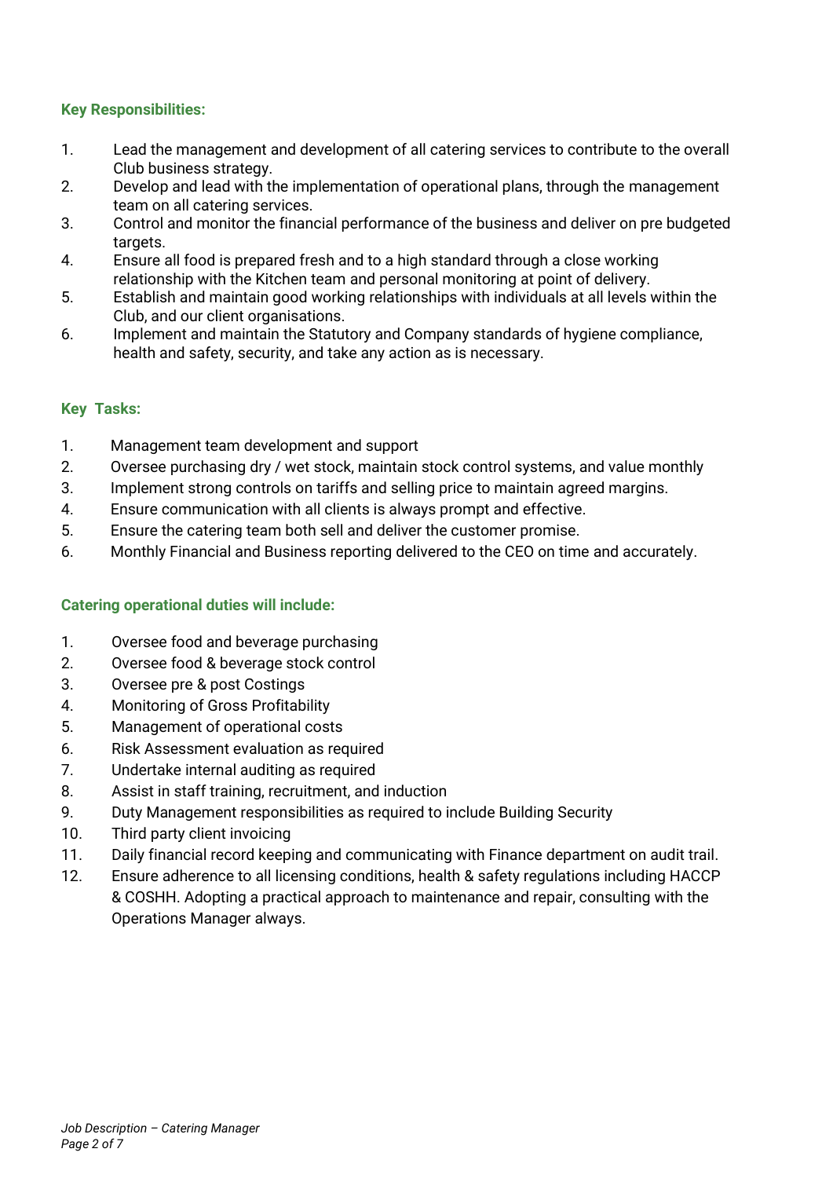**Key Responsibilities:**

1. Lead the management and development of all catering services to contribute to the overall Club business strategy.
2. Develop and lead with the implementation of operational plans, through the management team on all catering services.
3. Control and monitor the financial performance of the business and deliver on pre budgeted targets.
4. Ensure all food is prepared fresh and to a high standard through a close working relationship with the Kitchen team and personal monitoring at point of delivery.
5. Establish and maintain good working relationships with individuals at all levels within the Club, and our client organisations.
6. Implement and maintain the Statutory and Company standards of hygiene compliance, health and safety, security, and take any action as is necessary.

**Key Tasks:**

1. Management team development and support
2. Oversee purchasing dry / wet stock, maintain stock control systems, and value monthly
3. Implement strong controls on tariffs and selling price to maintain agreed margins.
4. Ensure communication with all clients is always prompt and effective.
5. Ensure the catering team both sell and deliver the customer promise.
6. Monthly Financial and Business reporting delivered to the CEO on time and accurately.

**Catering operational duties will include:**

1. Oversee food and beverage purchasing
2. Oversee food & beverage stock control
3. Oversee pre & post Costings
4. Monitoring of Gross Profitability
5. Management of operational costs
6. Risk Assessment evaluation as required
7. Undertake internal auditing as required
8. Assist in staff training, recruitment, and induction
9. Duty Management responsibilities as required to include Building Security
10. Third party client invoicing
11. Daily financial record keeping and communicating with Finance department on audit trail.
12. Ensure adherence to all licensing conditions, health & safety regulations including HACCP & COSHH. Adopting a practical approach to maintenance and repair, consulting with the Operations Manager always.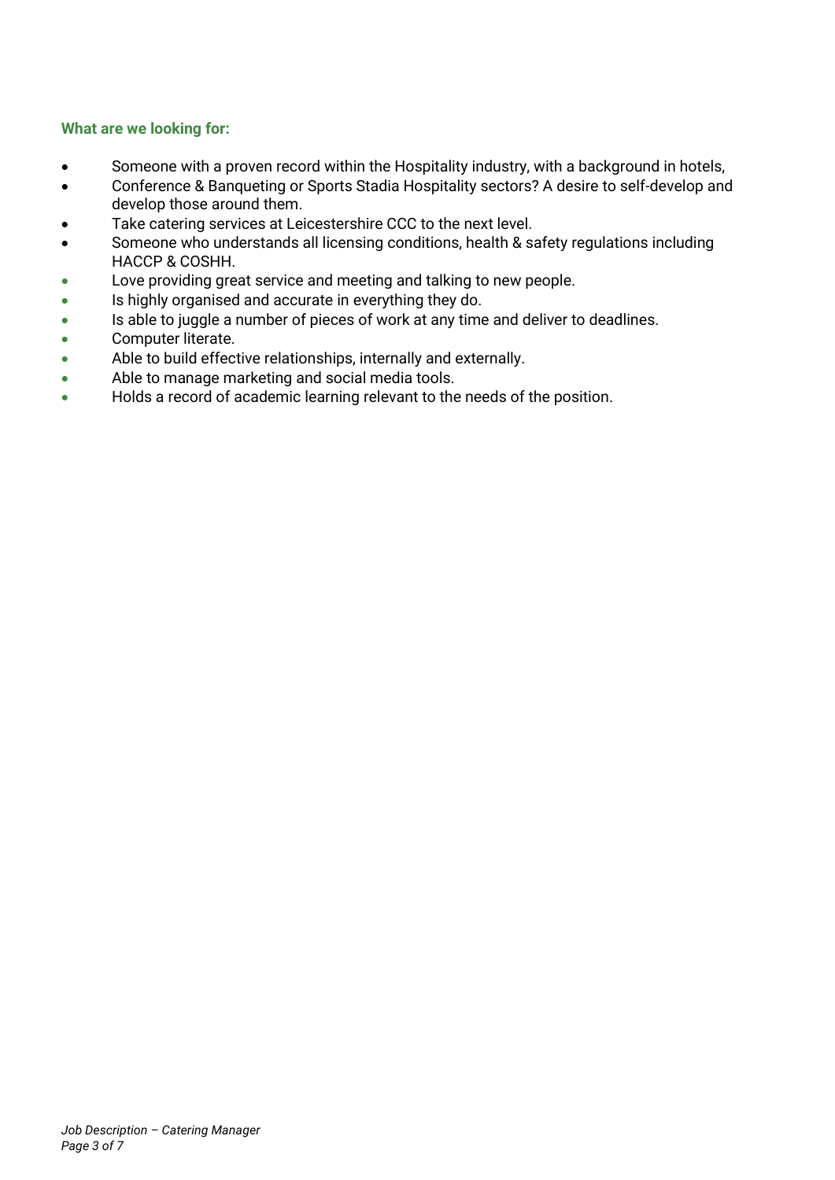### What are we looking for:

- Someone with a proven record within the Hospitality industry, with a background in hotels,
- Conference & Banqueting or Sports Stadia Hospitality sectors? A desire to self-develop and develop those around them.
- Take catering services at Leicestershire CCC to the next level.
- Someone who understands all licensing conditions, health & safety regulations including HACCP & COSHH.
- Love providing great service and meeting and talking to new people.
- Is highly organised and accurate in everything they do.
- Is able to juggle a number of pieces of work at any time and deliver to deadlines.
- Computer literate.
- Able to build effective relationships, internally and externally.
- Able to manage marketing and social media tools.
- Holds a record of academic learning relevant to the needs of the position.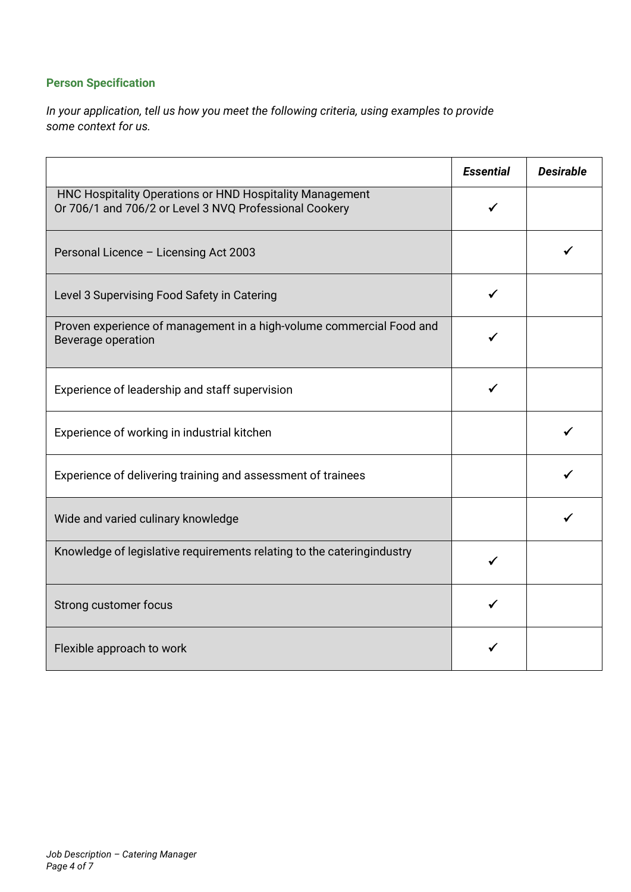## Person Specification

*In your application, tell us how you meet the following criteria, using examples to provide some context for us.*

| | ***Essential*** | ***Desirable*** |
|---|---|---|
| HNC Hospitality Operations or HND Hospitality Management Or 706/1 and 706/2 or Level 3 NVQ Professional Cookery | ✓ | |
| Personal Licence – Licensing Act 2003 | | ✓ |
| Level 3 Supervising Food Safety in Catering | ✓ | |
| Proven experience of management in a high-volume commercial Food and Beverage operation | ✓ | |
| Experience of leadership and staff supervision | ✓ | |
| Experience of working in industrial kitchen | | ✓ |
| Experience of delivering training and assessment of trainees | | ✓ |
| Wide and varied culinary knowledge | | ✓ |
| Knowledge of legislative requirements relating to the cateringindustry | ✓ | |
| Strong customer focus | ✓ | |
| Flexible approach to work | ✓ | |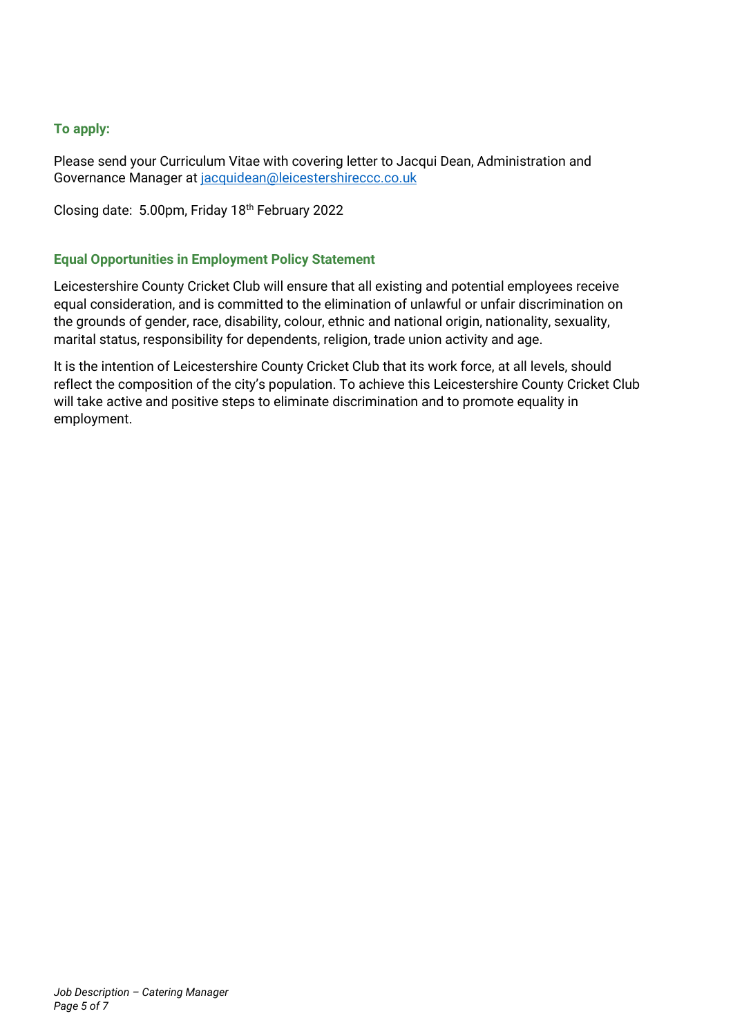### To apply:

Please send your Curriculum Vitae with covering letter to Jacqui Dean, Administration and Governance Manager at [jacquidean@leicestershireccc.co.uk](mailto:jacquidean@leicestershireccc.co.uk)

Closing date: 5.00pm, Friday 18th February 2022

### Equal Opportunities in Employment Policy Statement

Leicestershire County Cricket Club will ensure that all existing and potential employees receive equal consideration, and is committed to the elimination of unlawful or unfair discrimination on the grounds of gender, race, disability, colour, ethnic and national origin, nationality, sexuality, marital status, responsibility for dependents, religion, trade union activity and age.

It is the intention of Leicestershire County Cricket Club that its work force, at all levels, should reflect the composition of the city's population. To achieve this Leicestershire County Cricket Club will take active and positive steps to eliminate discrimination and to promote equality in employment.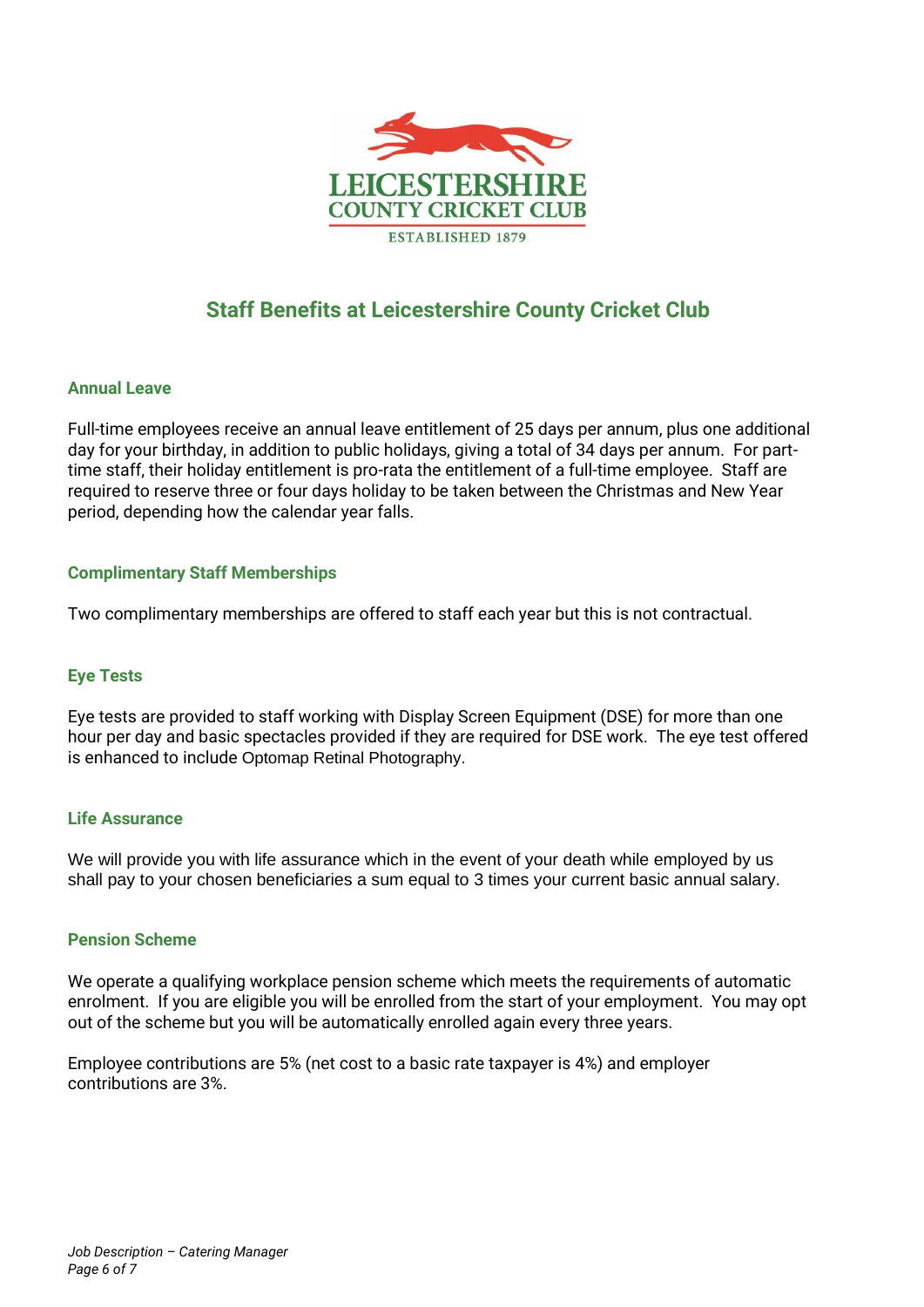# Staff Benefits at Leicestershire County Cricket Club

## Annual Leave

Full-time employees receive an annual leave entitlement of 25 days per annum, plus one additional day for your birthday, in addition to public holidays, giving a total of 34 days per annum. For part-time staff, their holiday entitlement is pro-rata the entitlement of a full-time employee. Staff are required to reserve three or four days holiday to be taken between the Christmas and New Year period, depending how the calendar year falls.

## Complimentary Staff Memberships

Two complimentary memberships are offered to staff each year but this is not contractual.

## Eye Tests

Eye tests are provided to staff working with Display Screen Equipment (DSE) for more than one hour per day and basic spectacles provided if they are required for DSE work. The eye test offered is enhanced to include Optomap Retinal Photography.

## Life Assurance

We will provide you with life assurance which in the event of your death while employed by us shall pay to your chosen beneficiaries a sum equal to 3 times your current basic annual salary.

## Pension Scheme

We operate a qualifying workplace pension scheme which meets the requirements of automatic enrolment. If you are eligible you will be enrolled from the start of your employment. You may opt out of the scheme but you will be automatically enrolled again every three years.

Employee contributions are 5% (net cost to a basic rate taxpayer is 4%) and employer contributions are 3%.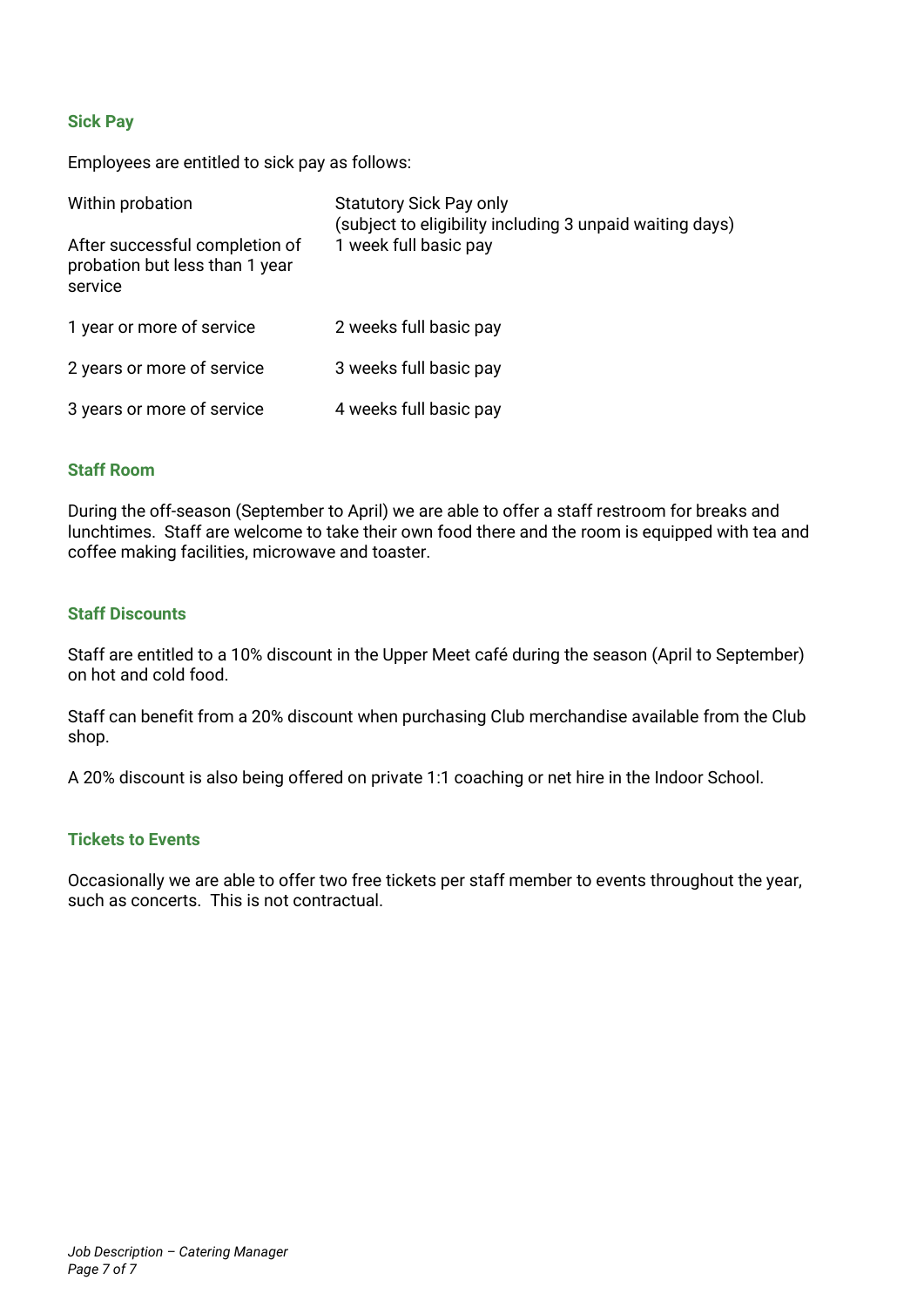## Sick Pay

Employees are entitled to sick pay as follows:

| | |
|---|---|
| Within probation | Statutory Sick Pay only (subject to eligibility including 3 unpaid waiting days) |
| After successful completion of probation but less than 1 year service | 1 week full basic pay |
| 1 year or more of service | 2 weeks full basic pay |
| 2 years or more of service | 3 weeks full basic pay |
| 3 years or more of service | 4 weeks full basic pay |

## Staff Room

During the off-season (September to April) we are able to offer a staff restroom for breaks and lunchtimes. Staff are welcome to take their own food there and the room is equipped with tea and coffee making facilities, microwave and toaster.

## Staff Discounts

Staff are entitled to a 10% discount in the Upper Meet café during the season (April to September) on hot and cold food.

Staff can benefit from a 20% discount when purchasing Club merchandise available from the Club shop.

A 20% discount is also being offered on private 1:1 coaching or net hire in the Indoor School.

## Tickets to Events

Occasionally we are able to offer two free tickets per staff member to events throughout the year, such as concerts. This is not contractual.